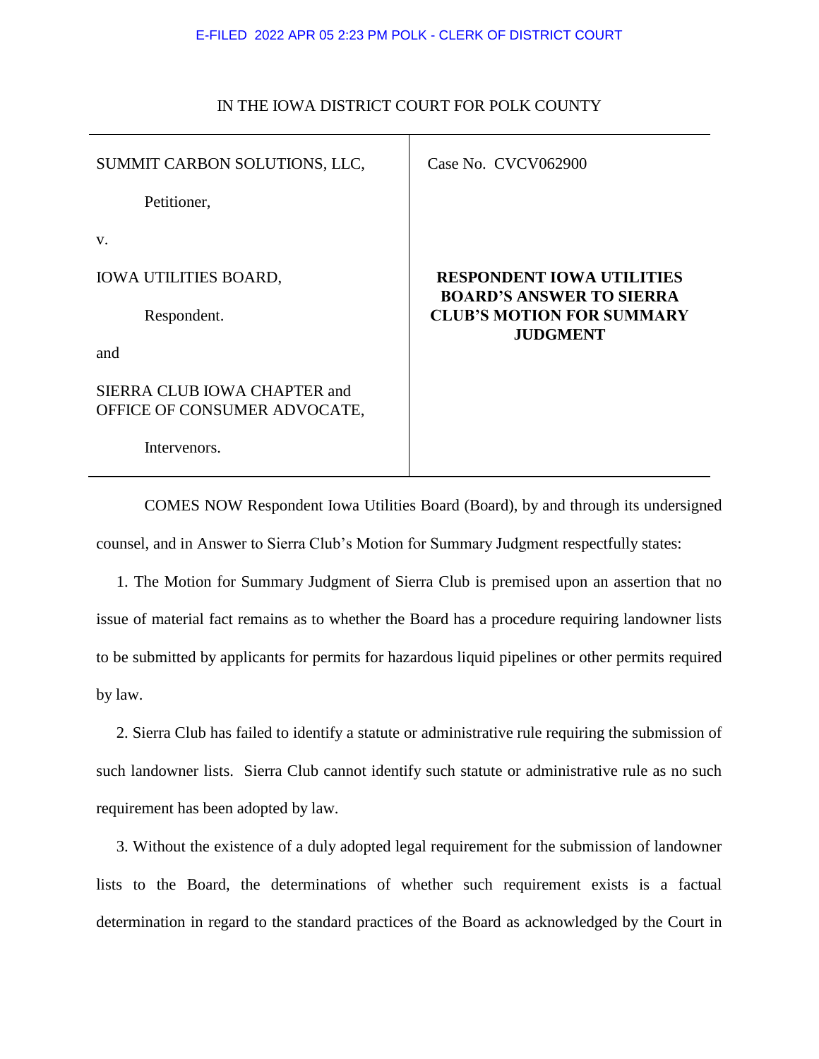E-FILED 2022 APR 05 2:23 PM POLK - CLERK OF DISTRICT COURT

IN THE IOWA DISTRICT COURT FOR POLK COUNTY

| | |
|---|---|
| SUMMIT CARBON SOLUTIONS, LLC,<br><br>Petitioner,<br><br>v.<br><br>IOWA UTILITIES BOARD,<br><br>Respondent.<br><br>and<br><br>SIERRA CLUB IOWA CHAPTER and OFFICE OF CONSUMER ADVOCATE,<br><br>Intervenors. | Case No. CVCV062900<br><br>**RESPONDENT IOWA UTILITIES BOARD'S ANSWER TO SIERRA CLUB'S MOTION FOR SUMMARY JUDGMENT** |

COMES NOW Respondent Iowa Utilities Board (Board), by and through its undersigned counsel, and in Answer to Sierra Club's Motion for Summary Judgment respectfully states:

1. The Motion for Summary Judgment of Sierra Club is premised upon an assertion that no issue of material fact remains as to whether the Board has a procedure requiring landowner lists to be submitted by applicants for permits for hazardous liquid pipelines or other permits required by law.

2. Sierra Club has failed to identify a statute or administrative rule requiring the submission of such landowner lists. Sierra Club cannot identify such statute or administrative rule as no such requirement has been adopted by law.

3. Without the existence of a duly adopted legal requirement for the submission of landowner lists to the Board, the determinations of whether such requirement exists is a factual determination in regard to the standard practices of the Board as acknowledged by the Court in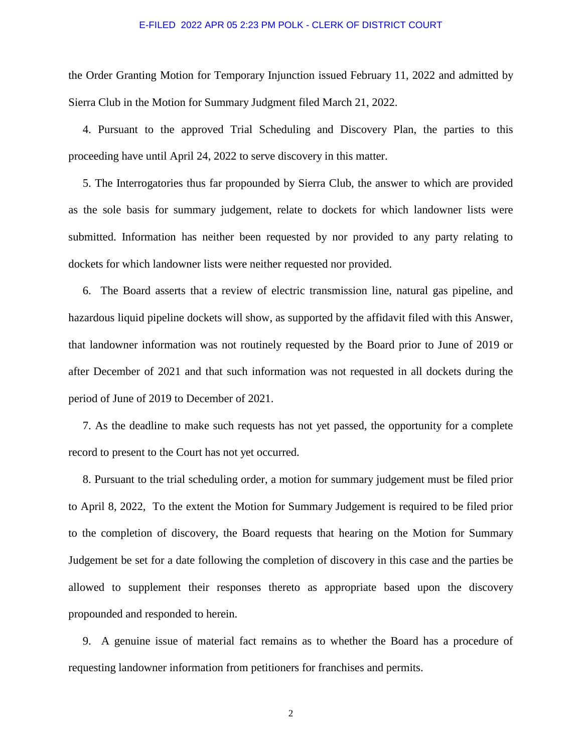the Order Granting Motion for Temporary Injunction issued February 11, 2022 and admitted by Sierra Club in the Motion for Summary Judgment filed March 21, 2022.

4. Pursuant to the approved Trial Scheduling and Discovery Plan, the parties to this proceeding have until April 24, 2022 to serve discovery in this matter.

5. The Interrogatories thus far propounded by Sierra Club, the answer to which are provided as the sole basis for summary judgement, relate to dockets for which landowner lists were submitted. Information has neither been requested by nor provided to any party relating to dockets for which landowner lists were neither requested nor provided.

6. The Board asserts that a review of electric transmission line, natural gas pipeline, and hazardous liquid pipeline dockets will show, as supported by the affidavit filed with this Answer, that landowner information was not routinely requested by the Board prior to June of 2019 or after December of 2021 and that such information was not requested in all dockets during the period of June of 2019 to December of 2021.

7. As the deadline to make such requests has not yet passed, the opportunity for a complete record to present to the Court has not yet occurred.

8. Pursuant to the trial scheduling order, a motion for summary judgement must be filed prior to April 8, 2022, To the extent the Motion for Summary Judgement is required to be filed prior to the completion of discovery, the Board requests that hearing on the Motion for Summary Judgement be set for a date following the completion of discovery in this case and the parties be allowed to supplement their responses thereto as appropriate based upon the discovery propounded and responded to herein.

9. A genuine issue of material fact remains as to whether the Board has a procedure of requesting landowner information from petitioners for franchises and permits.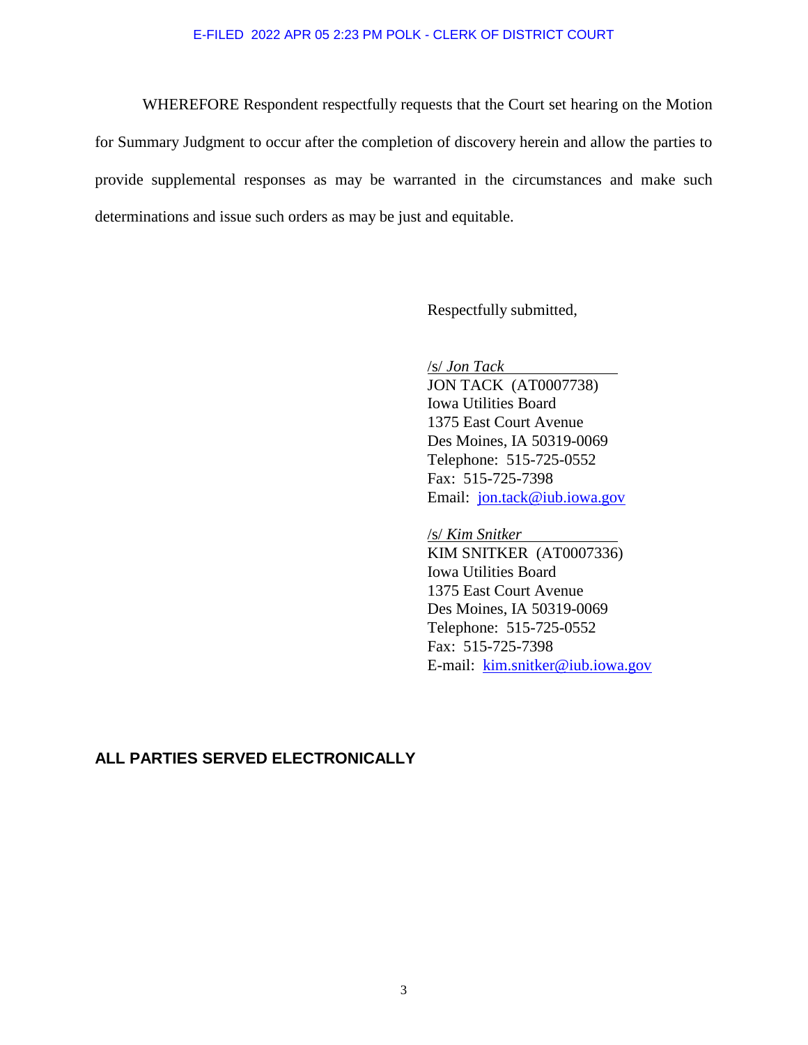WHEREFORE Respondent respectfully requests that the Court set hearing on the Motion for Summary Judgment to occur after the completion of discovery herein and allow the parties to provide supplemental responses as may be warranted in the circumstances and make such determinations and issue such orders as may be just and equitable.

Respectfully submitted,

/s/ *Jon Tack*
JON TACK (AT0007738)
Iowa Utilities Board
1375 East Court Avenue
Des Moines, IA 50319-0069
Telephone: 515-725-0552
Fax: 515-725-7398
Email: jon.tack@iub.iowa.gov

/s/ *Kim Snitker*
KIM SNITKER (AT0007336)
Iowa Utilities Board
1375 East Court Avenue
Des Moines, IA 50319-0069
Telephone: 515-725-0552
Fax: 515-725-7398
E-mail: kim.snitker@iub.iowa.gov

**ALL PARTIES SERVED ELECTRONICALLY**